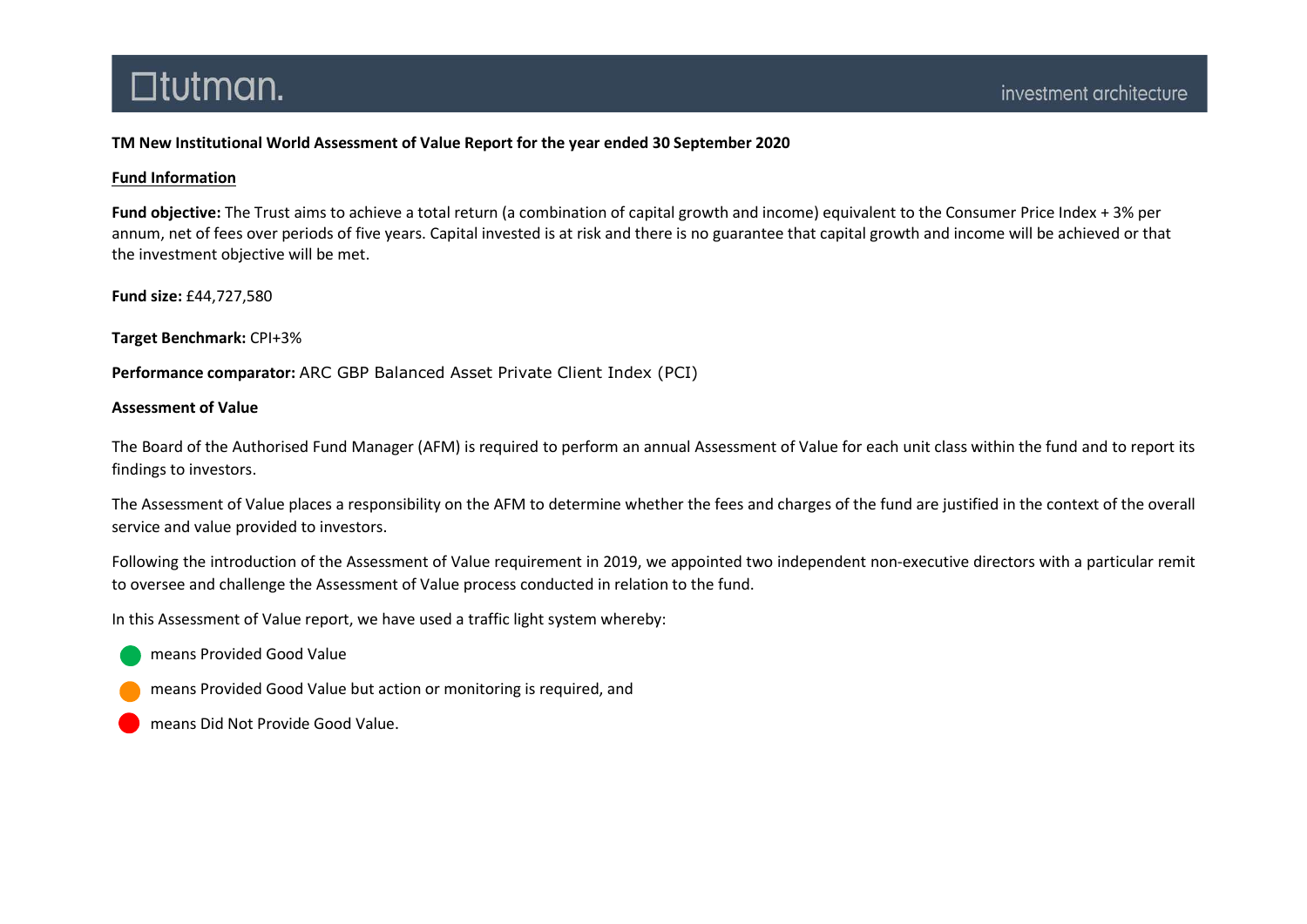**TM New Institutional World Assessment of Value Report for the year ended 30 September 2020**

**Fund Information**

**Fund objective:** The Trust aims to achieve a total return (a combination of capital growth and income) equivalent to the Consumer Price Index + 3% per annum, net of fees over periods of five years. Capital invested is at risk and there is no guarantee that capital growth and income will be achieved or that the investment objective will be met.

**Fund size:** £44,727,580

**Target Benchmark:** CPI+3%

**Performance comparator:** ARC GBP Balanced Asset Private Client Index (PCI)

**Assessment of Value**

The Board of the Authorised Fund Manager (AFM) is required to perform an annual Assessment of Value for each unit class within the fund and to report its findings to investors.

The Assessment of Value places a responsibility on the AFM to determine whether the fees and charges of the fund are justified in the context of the overall service and value provided to investors.

Following the introduction of the Assessment of Value requirement in 2019, we appointed two independent non-executive directors with a particular remit to oversee and challenge the Assessment of Value process conducted in relation to the fund.

In this Assessment of Value report, we have used a traffic light system whereby:

- 🟢 means Provided Good Value
- 🟠 means Provided Good Value but action or monitoring is required, and
- 🔴 means Did Not Provide Good Value.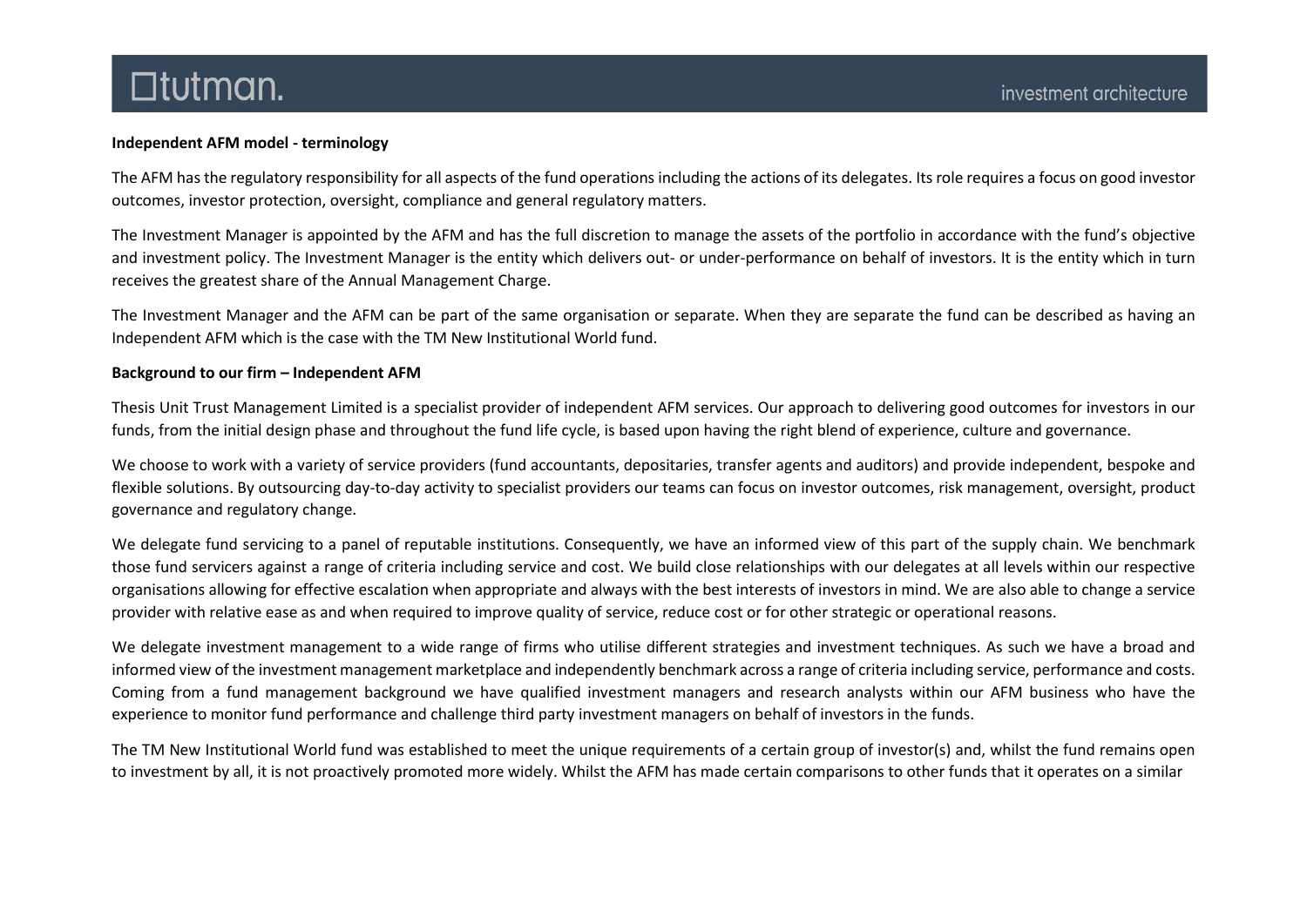**Independent AFM model - terminology**

The AFM has the regulatory responsibility for all aspects of the fund operations including the actions of its delegates. Its role requires a focus on good investor outcomes, investor protection, oversight, compliance and general regulatory matters.

The Investment Manager is appointed by the AFM and has the full discretion to manage the assets of the portfolio in accordance with the fund's objective and investment policy. The Investment Manager is the entity which delivers out- or under-performance on behalf of investors. It is the entity which in turn receives the greatest share of the Annual Management Charge.

The Investment Manager and the AFM can be part of the same organisation or separate. When they are separate the fund can be described as having an Independent AFM which is the case with the TM New Institutional World fund.

**Background to our firm – Independent AFM**

Thesis Unit Trust Management Limited is a specialist provider of independent AFM services. Our approach to delivering good outcomes for investors in our funds, from the initial design phase and throughout the fund life cycle, is based upon having the right blend of experience, culture and governance.

We choose to work with a variety of service providers (fund accountants, depositaries, transfer agents and auditors) and provide independent, bespoke and flexible solutions. By outsourcing day-to-day activity to specialist providers our teams can focus on investor outcomes, risk management, oversight, product governance and regulatory change.

We delegate fund servicing to a panel of reputable institutions. Consequently, we have an informed view of this part of the supply chain. We benchmark those fund servicers against a range of criteria including service and cost. We build close relationships with our delegates at all levels within our respective organisations allowing for effective escalation when appropriate and always with the best interests of investors in mind. We are also able to change a service provider with relative ease as and when required to improve quality of service, reduce cost or for other strategic or operational reasons.

We delegate investment management to a wide range of firms who utilise different strategies and investment techniques. As such we have a broad and informed view of the investment management marketplace and independently benchmark across a range of criteria including service, performance and costs. Coming from a fund management background we have qualified investment managers and research analysts within our AFM business who have the experience to monitor fund performance and challenge third party investment managers on behalf of investors in the funds.

The TM New Institutional World fund was established to meet the unique requirements of a certain group of investor(s) and, whilst the fund remains open to investment by all, it is not proactively promoted more widely. Whilst the AFM has made certain comparisons to other funds that it operates on a similar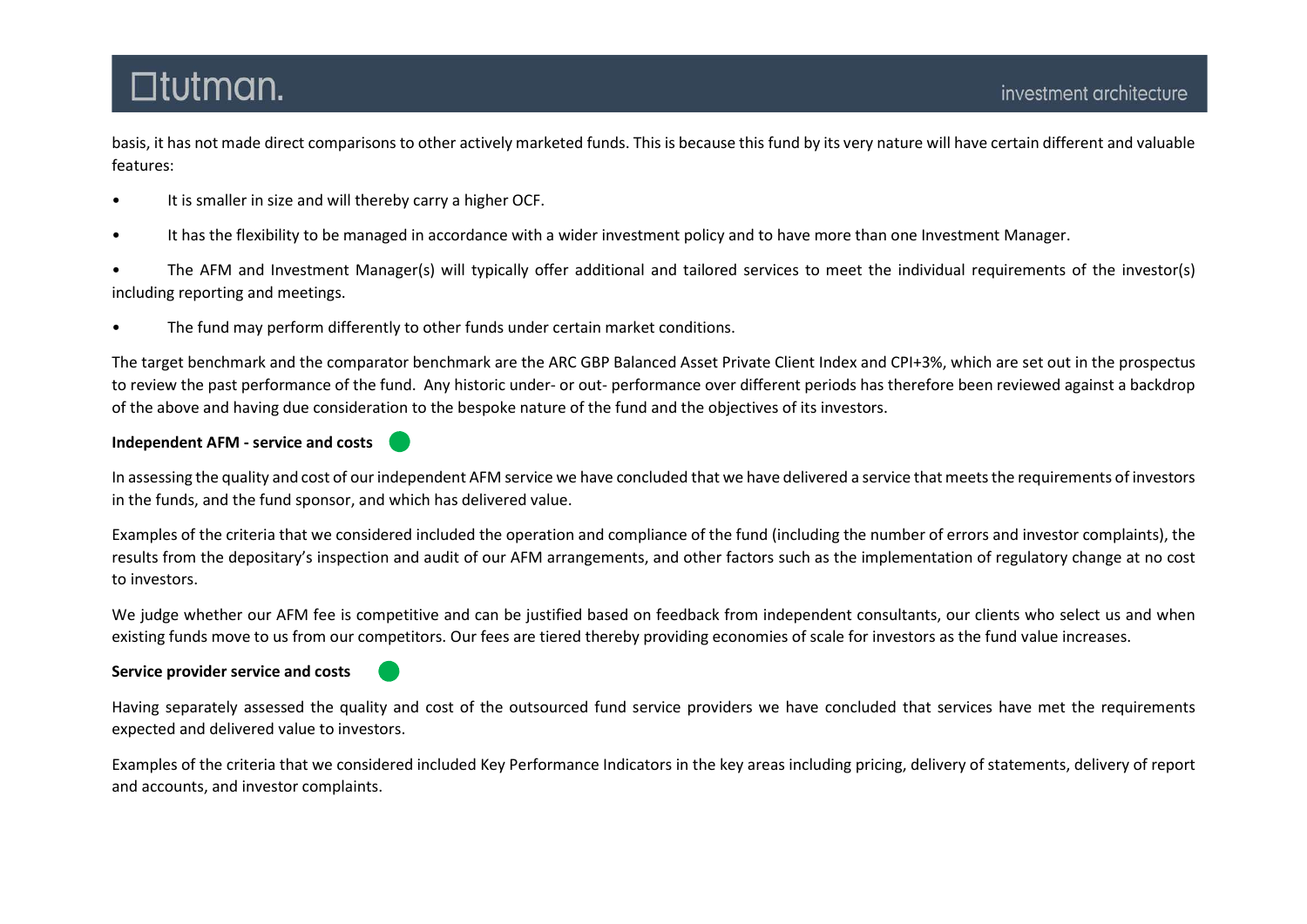basis, it has not made direct comparisons to other actively marketed funds. This is because this fund by its very nature will have certain different and valuable features:

- It is smaller in size and will thereby carry a higher OCF.
- It has the flexibility to be managed in accordance with a wider investment policy and to have more than one Investment Manager.
- The AFM and Investment Manager(s) will typically offer additional and tailored services to meet the individual requirements of the investor(s) including reporting and meetings.
- The fund may perform differently to other funds under certain market conditions.

The target benchmark and the comparator benchmark are the ARC GBP Balanced Asset Private Client Index and CPI+3%, which are set out in the prospectus to review the past performance of the fund. Any historic under- or out- performance over different periods has therefore been reviewed against a backdrop of the above and having due consideration to the bespoke nature of the fund and the objectives of its investors.

**Independent AFM - service and costs**

In assessing the quality and cost of our independent AFM service we have concluded that we have delivered a service that meets the requirements of investors in the funds, and the fund sponsor, and which has delivered value.

Examples of the criteria that we considered included the operation and compliance of the fund (including the number of errors and investor complaints), the results from the depositary's inspection and audit of our AFM arrangements, and other factors such as the implementation of regulatory change at no cost to investors.

We judge whether our AFM fee is competitive and can be justified based on feedback from independent consultants, our clients who select us and when existing funds move to us from our competitors. Our fees are tiered thereby providing economies of scale for investors as the fund value increases.

**Service provider service and costs**

Having separately assessed the quality and cost of the outsourced fund service providers we have concluded that services have met the requirements expected and delivered value to investors.

Examples of the criteria that we considered included Key Performance Indicators in the key areas including pricing, delivery of statements, delivery of report and accounts, and investor complaints.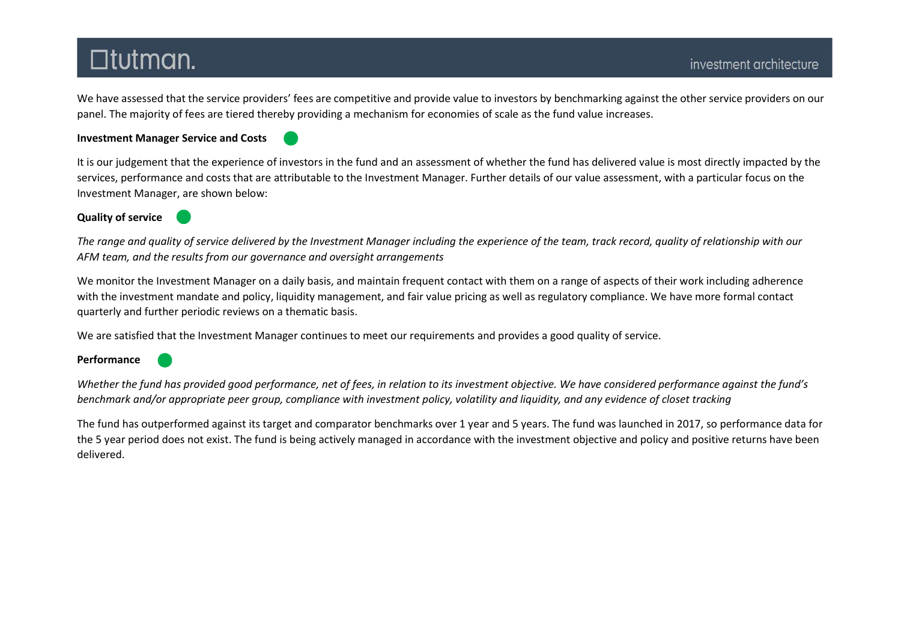We have assessed that the service providers' fees are competitive and provide value to investors by benchmarking against the other service providers on our panel. The majority of fees are tiered thereby providing a mechanism for economies of scale as the fund value increases.

**Investment Manager Service and Costs**

It is our judgement that the experience of investors in the fund and an assessment of whether the fund has delivered value is most directly impacted by the services, performance and costs that are attributable to the Investment Manager. Further details of our value assessment, with a particular focus on the Investment Manager, are shown below:

**Quality of service**

*The range and quality of service delivered by the Investment Manager including the experience of the team, track record, quality of relationship with our AFM team, and the results from our governance and oversight arrangements*

We monitor the Investment Manager on a daily basis, and maintain frequent contact with them on a range of aspects of their work including adherence with the investment mandate and policy, liquidity management, and fair value pricing as well as regulatory compliance. We have more formal contact quarterly and further periodic reviews on a thematic basis.

We are satisfied that the Investment Manager continues to meet our requirements and provides a good quality of service.

**Performance**

*Whether the fund has provided good performance, net of fees, in relation to its investment objective. We have considered performance against the fund's benchmark and/or appropriate peer group, compliance with investment policy, volatility and liquidity, and any evidence of closet tracking*

The fund has outperformed against its target and comparator benchmarks over 1 year and 5 years. The fund was launched in 2017, so performance data for the 5 year period does not exist. The fund is being actively managed in accordance with the investment objective and policy and positive returns have been delivered.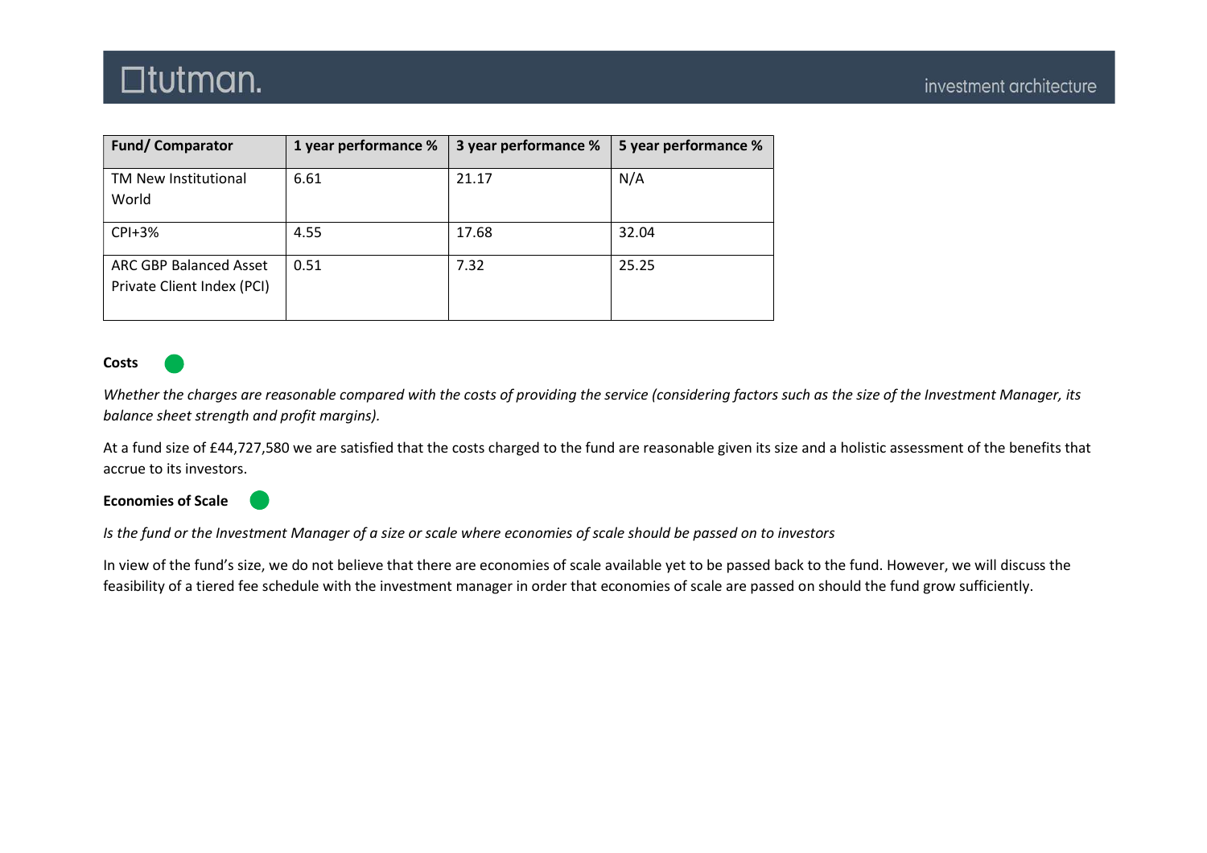| Fund/ Comparator | 1 year performance % | 3 year performance % | 5 year performance % |
| --- | --- | --- | --- |
| TM New Institutional World | 6.61 | 21.17 | N/A |
| CPI+3% | 4.55 | 17.68 | 32.04 |
| ARC GBP Balanced Asset Private Client Index (PCI) | 0.51 | 7.32 | 25.25 |

**Costs**

*Whether the charges are reasonable compared with the costs of providing the service (considering factors such as the size of the Investment Manager, its balance sheet strength and profit margins).*

At a fund size of £44,727,580 we are satisfied that the costs charged to the fund are reasonable given its size and a holistic assessment of the benefits that accrue to its investors.

**Economies of Scale**

*Is the fund or the Investment Manager of a size or scale where economies of scale should be passed on to investors*

In view of the fund's size, we do not believe that there are economies of scale available yet to be passed back to the fund. However, we will discuss the feasibility of a tiered fee schedule with the investment manager in order that economies of scale are passed on should the fund grow sufficiently.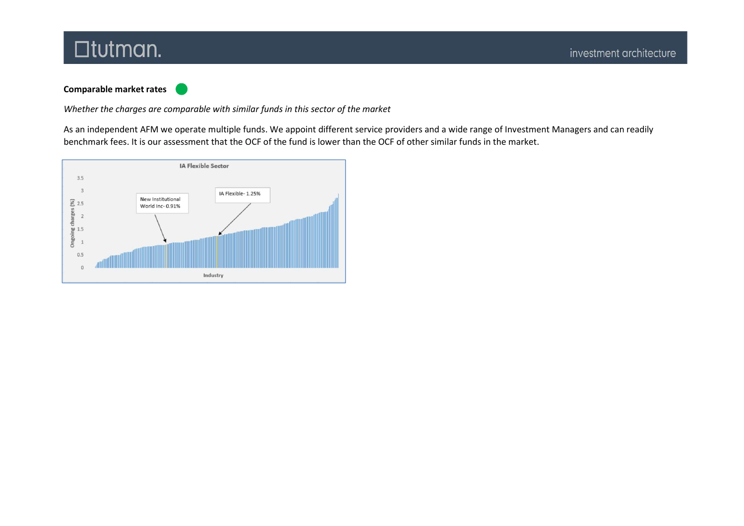**Comparable market rates**

*Whether the charges are comparable with similar funds in this sector of the market*

As an independent AFM we operate multiple funds. We appoint different service providers and a wide range of Investment Managers and can readily benchmark fees. It is our assessment that the OCF of the fund is lower than the OCF of other similar funds in the market.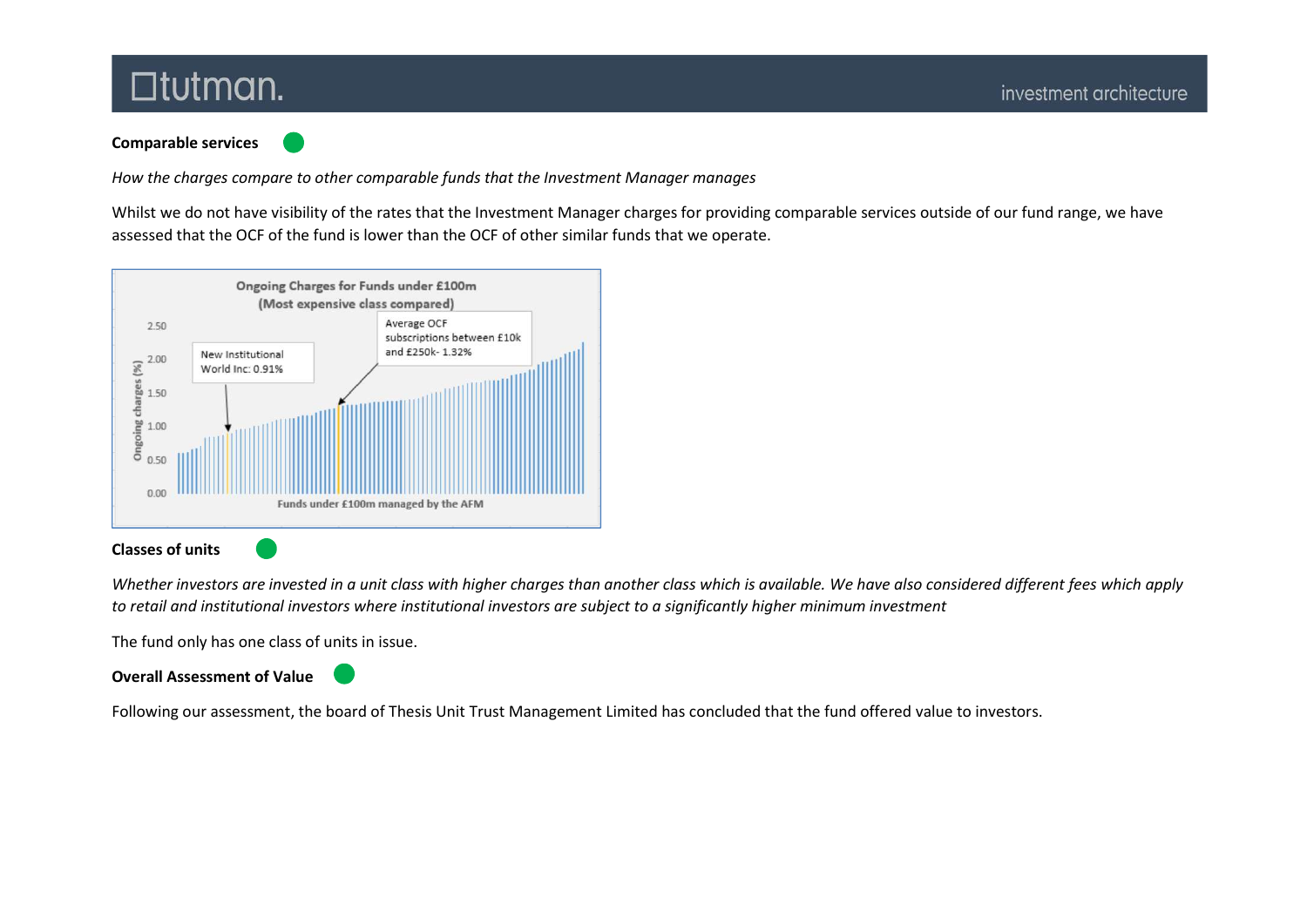**Comparable services**

*How the charges compare to other comparable funds that the Investment Manager manages*

Whilst we do not have visibility of the rates that the Investment Manager charges for providing comparable services outside of our fund range, we have assessed that the OCF of the fund is lower than the OCF of other similar funds that we operate.

Ongoing Charges for Funds under £100m
(Most expensive class compared)

Ongoing charges (%)

2.50
2.00
1.50
1.00
0.50
0.00

New Institutional World Inc: 0.91%

Average OCF subscriptions between £10k and £250k- 1.32%

Funds under £100m managed by the AFM

**Classes of units**

*Whether investors are invested in a unit class with higher charges than another class which is available. We have also considered different fees which apply to retail and institutional investors where institutional investors are subject to a significantly higher minimum investment*

The fund only has one class of units in issue.

**Overall Assessment of Value**

Following our assessment, the board of Thesis Unit Trust Management Limited has concluded that the fund offered value to investors.